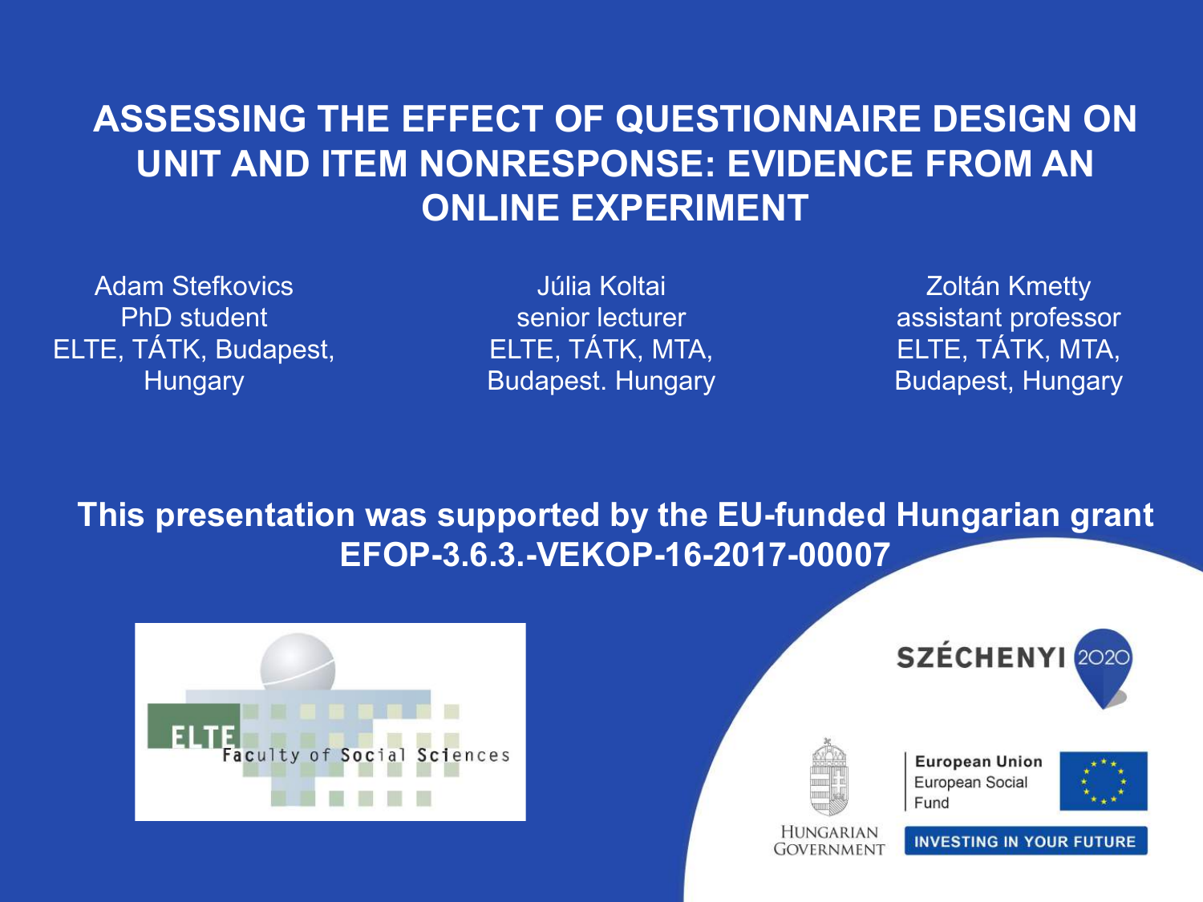# ASSESSING THE EFFECT OF QUESTIONNAIRE DESIGN ON UNIT AND ITEM NONRESPONSE: EVIDENCE FROM AN ONLINE EXPERIMENT

Adam Stefkovics
PhD student
ELTE, TÁTK, Budapest, Hungary

Júlia Koltai
senior lecturer
ELTE, TÁTK, MTA, Budapest. Hungary

Zoltán Kmetty
assistant professor
ELTE, TÁTK, MTA, Budapest, Hungary

**This presentation was supported by the EU-funded Hungarian grant EFOP-3.6.3.-VEKOP-16-2017-00007**

ELTE Faculty of Social Sciences

SZÉCHENYI 2020

HUNGARIAN GOVERNMENT

European Union
European Social Fund

INVESTING IN YOUR FUTURE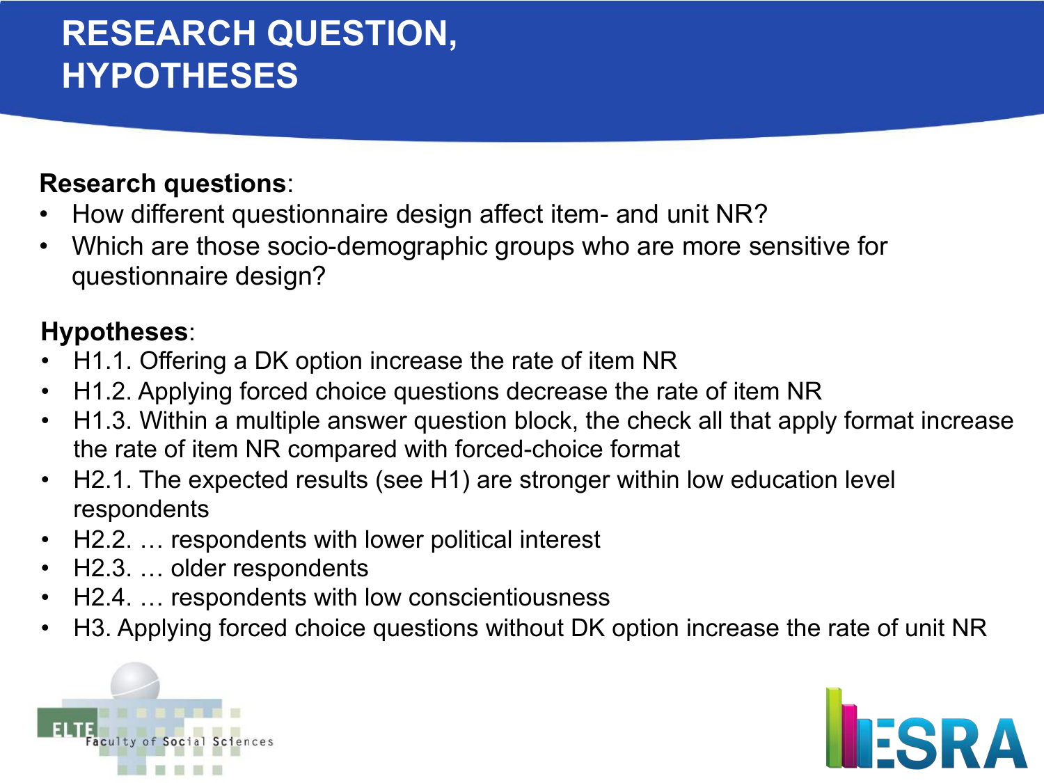# RESEARCH QUESTION, HYPOTHESES

**Research questions**:

- How different questionnaire design affect item- and unit NR?
- Which are those socio-demographic groups who are more sensitive for questionnaire design?

**Hypotheses**:

- H1.1. Offering a DK option increase the rate of item NR
- H1.2. Applying forced choice questions decrease the rate of item NR
- H1.3. Within a multiple answer question block, the check all that apply format increase the rate of item NR compared with forced-choice format
- H2.1. The expected results (see H1) are stronger within low education level respondents
- H2.2. … respondents with lower political interest
- H2.3. … older respondents
- H2.4. … respondents with low conscientiousness
- H3. Applying forced choice questions without DK option increase the rate of unit NR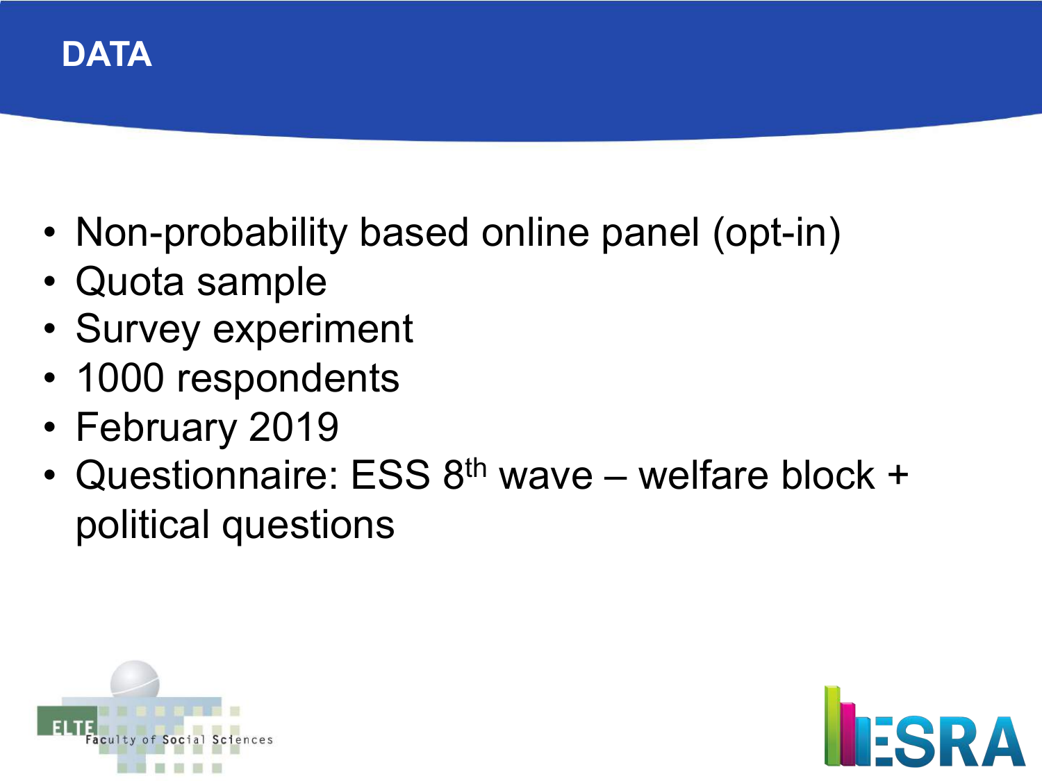# DATA

- Non-probability based online panel (opt-in)
- Quota sample
- Survey experiment
- 1000 respondents
- February 2019
- Questionnaire: ESS 8th wave – welfare block + political questions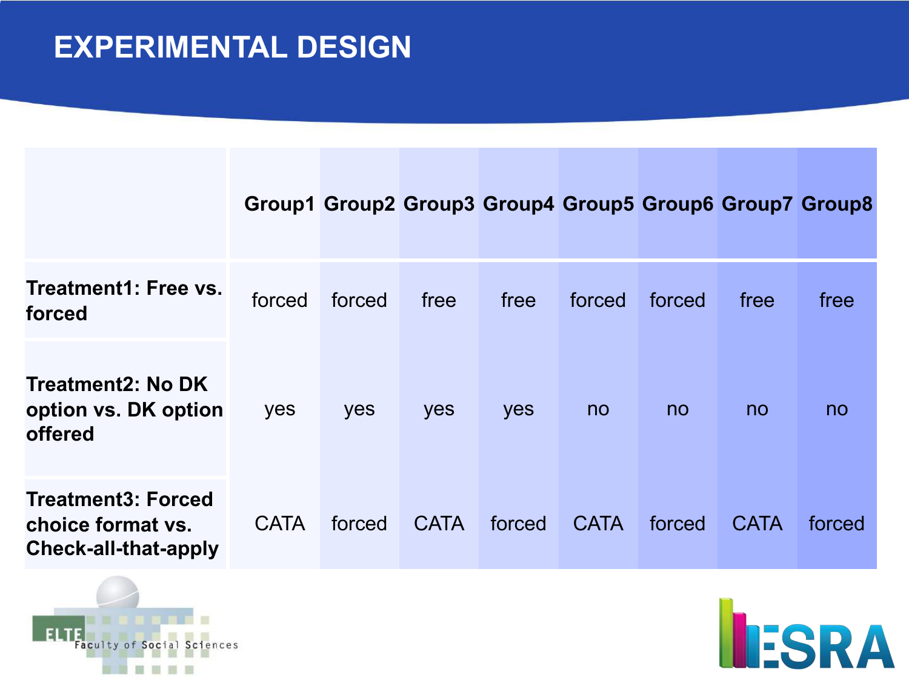# EXPERIMENTAL DESIGN

| | Group1 | Group2 | Group3 | Group4 | Group5 | Group6 | Group7 | Group8 |
|---|---|---|---|---|---|---|---|---|
| **Treatment1: Free vs. forced** | forced | forced | free | free | forced | forced | free | free |
| **Treatment2: No DK option vs. DK option offered** | yes | yes | yes | yes | no | no | no | no |
| **Treatment3: Forced choice format vs. Check-all-that-apply** | CATA | forced | CATA | forced | CATA | forced | CATA | forced |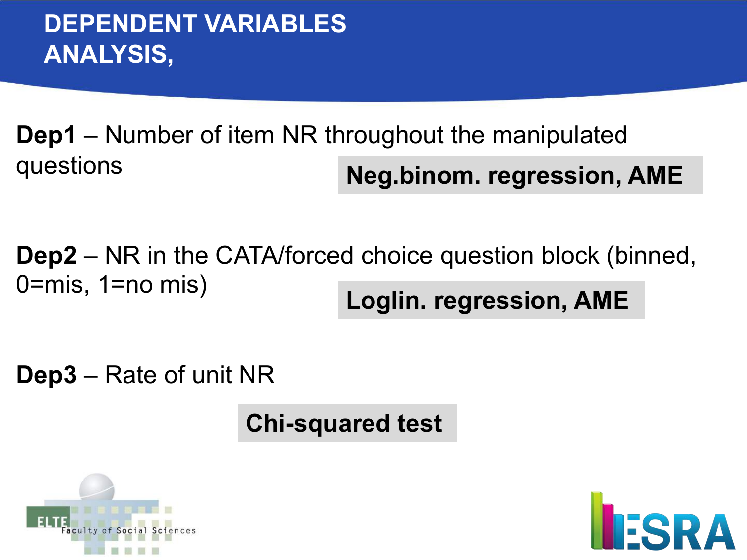# DEPENDENT VARIABLES ANALYSIS,

**Dep1** – Number of item NR throughout the manipulated questions

**Neg.binom. regression, AME**

**Dep2** – NR in the CATA/forced choice question block (binned, 0=mis, 1=no mis)

**Loglin. regression, AME**

**Dep3** – Rate of unit NR

**Chi-squared test**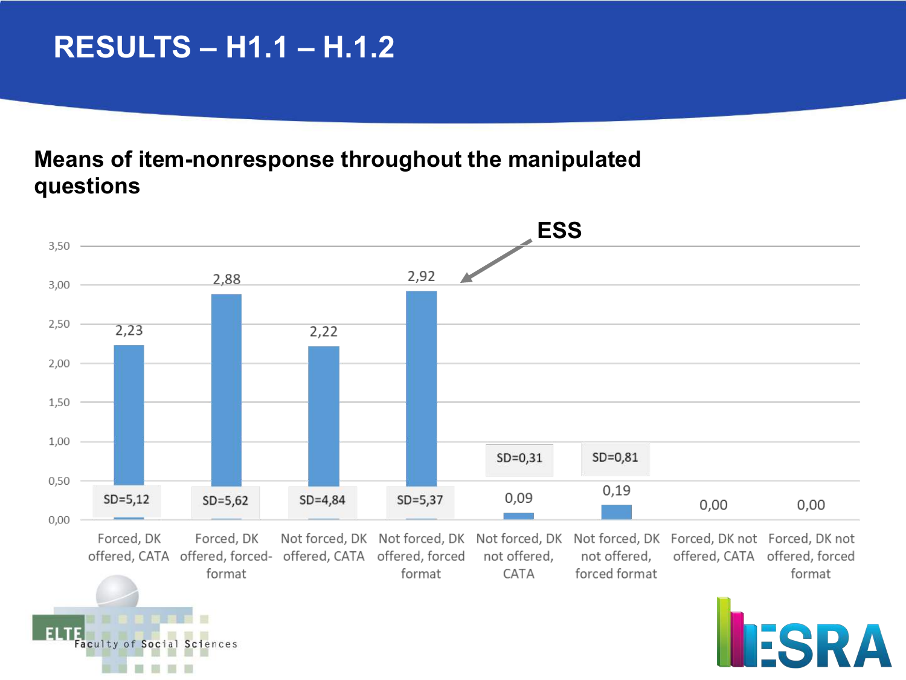# RESULTS – H1.1 – H.1.2

**Means of item-nonresponse throughout the manipulated questions**

| Condition | Mean | SD |
| --- | --- | --- |
| Forced, DK offered, CATA | 2,23 | SD=5,12 |
| Forced, DK offered, forced-format | 2,88 | SD=5,62 |
| Not forced, DK offered, CATA | 2,22 | SD=4,84 |
| Not forced, DK offered, forced format (ESS) | 2,92 | SD=5,37 |
| Not forced, DK not offered, CATA | 0,09 | SD=0,31 |
| Not forced, DK not offered, forced format | 0,19 | SD=0,81 |
| Forced, DK not offered, CATA | 0,00 | |
| Forced, DK not offered, forced format | 0,00 | |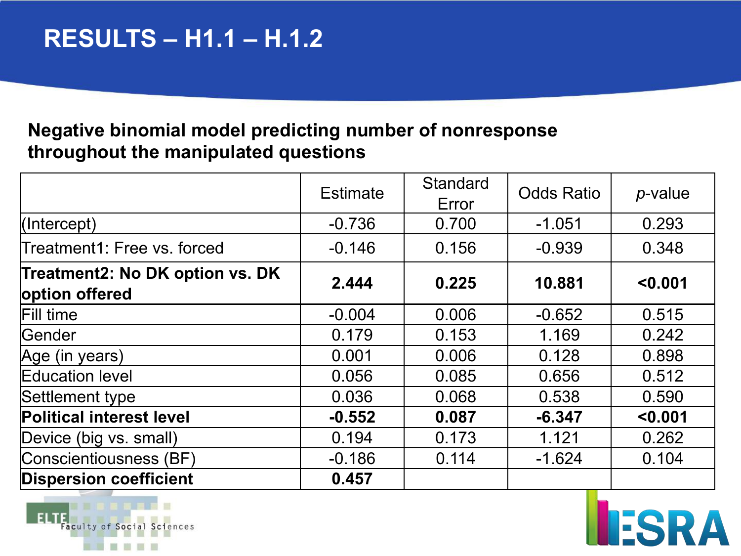# RESULTS – H1.1 – H.1.2

**Negative binomial model predicting number of nonresponse throughout the manipulated questions**

| | Estimate | Standard Error | Odds Ratio | *p*-value |
|---|---|---|---|---|
| (Intercept) | -0.736 | 0.700 | -1.051 | 0.293 |
| Treatment1: Free vs. forced | -0.146 | 0.156 | -0.939 | 0.348 |
| **Treatment2: No DK option vs. DK option offered** | **2.444** | **0.225** | **10.881** | **<0.001** |
| Fill time | -0.004 | 0.006 | -0.652 | 0.515 |
| Gender | 0.179 | 0.153 | 1.169 | 0.242 |
| Age (in years) | 0.001 | 0.006 | 0.128 | 0.898 |
| Education level | 0.056 | 0.085 | 0.656 | 0.512 |
| Settlement type | 0.036 | 0.068 | 0.538 | 0.590 |
| **Political interest level** | **-0.552** | **0.087** | **-6.347** | **<0.001** |
| Device (big vs. small) | 0.194 | 0.173 | 1.121 | 0.262 |
| Conscientiousness (BF) | -0.186 | 0.114 | -1.624 | 0.104 |
| **Dispersion coefficient** | **0.457** | | | |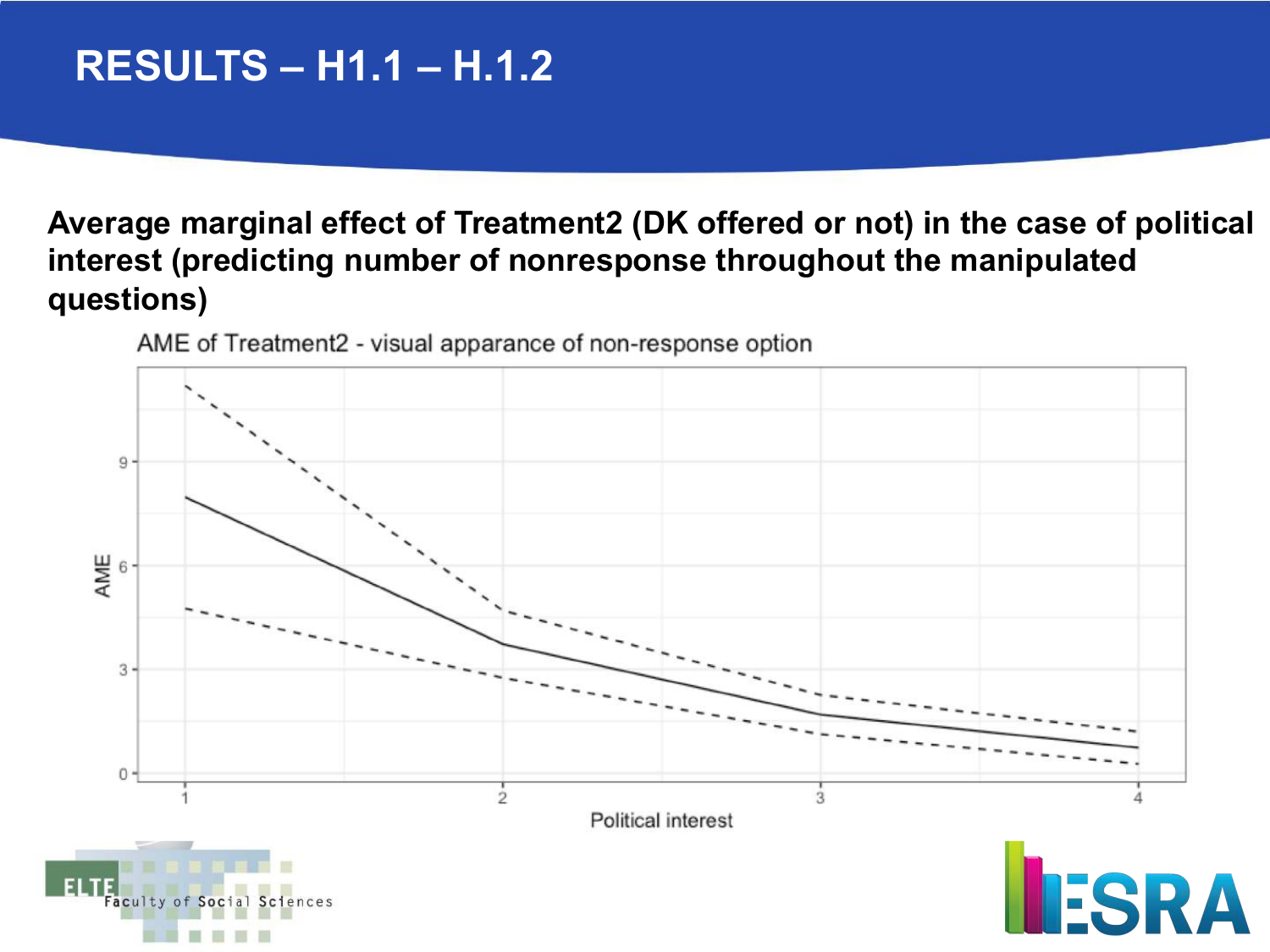# RESULTS – H1.1 – H.1.2

**Average marginal effect of Treatment2 (DK offered or not) in the case of political interest (predicting number of nonresponse throughout the manipulated questions)**

AME of Treatment2 - visual apparance of non-response option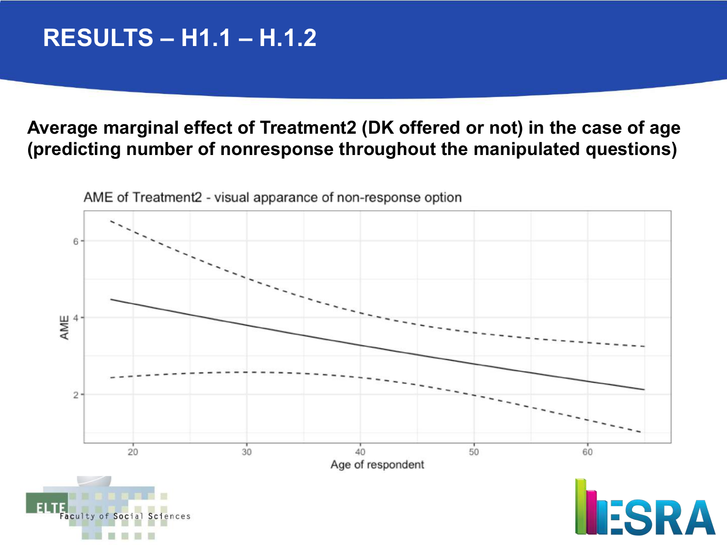# RESULTS – H1.1 – H.1.2

**Average marginal effect of Treatment2 (DK offered or not) in the case of age (predicting number of nonresponse throughout the manipulated questions)**

AME of Treatment2 - visual apparance of non-response option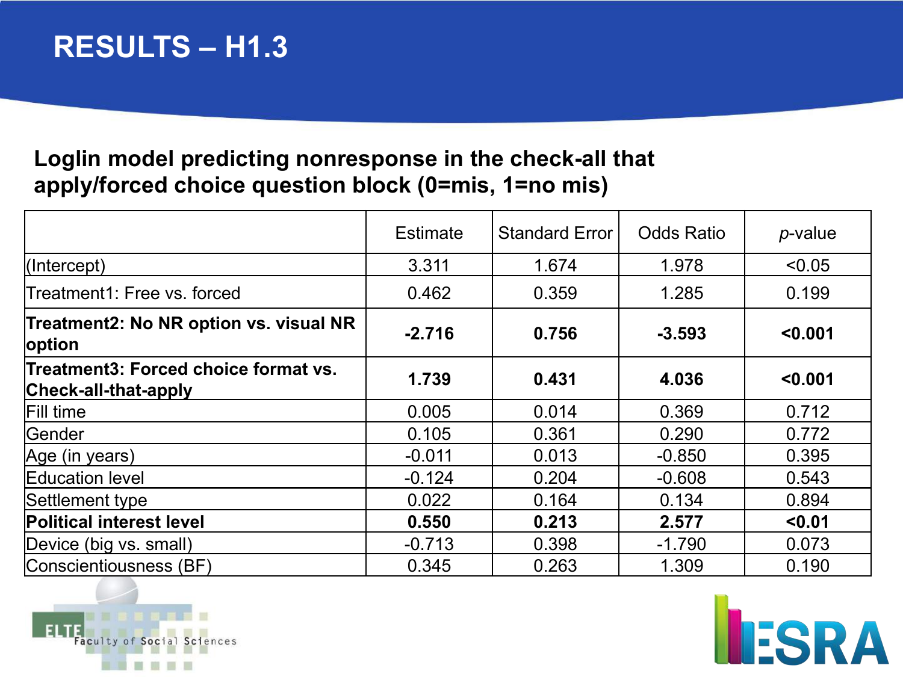# RESULTS – H1.3

## Loglin model predicting nonresponse in the check-all that apply/forced choice question block (0=mis, 1=no mis)

| | Estimate | Standard Error | Odds Ratio | *p*-value |
|---|---|---|---|---|
| (Intercept) | 3.311 | 1.674 | 1.978 | <0.05 |
| Treatment1: Free vs. forced | 0.462 | 0.359 | 1.285 | 0.199 |
| **Treatment2: No NR option vs. visual NR option** | **-2.716** | **0.756** | **-3.593** | **<0.001** |
| **Treatment3: Forced choice format vs. Check-all-that-apply** | **1.739** | **0.431** | **4.036** | **<0.001** |
| Fill time | 0.005 | 0.014 | 0.369 | 0.712 |
| Gender | 0.105 | 0.361 | 0.290 | 0.772 |
| Age (in years) | -0.011 | 0.013 | -0.850 | 0.395 |
| Education level | -0.124 | 0.204 | -0.608 | 0.543 |
| Settlement type | 0.022 | 0.164 | 0.134 | 0.894 |
| **Political interest level** | **0.550** | **0.213** | **2.577** | **<0.01** |
| Device (big vs. small) | -0.713 | 0.398 | -1.790 | 0.073 |
| Conscientiousness (BF) | 0.345 | 0.263 | 1.309 | 0.190 |

ELTE Faculty of Social Sciences

ESRA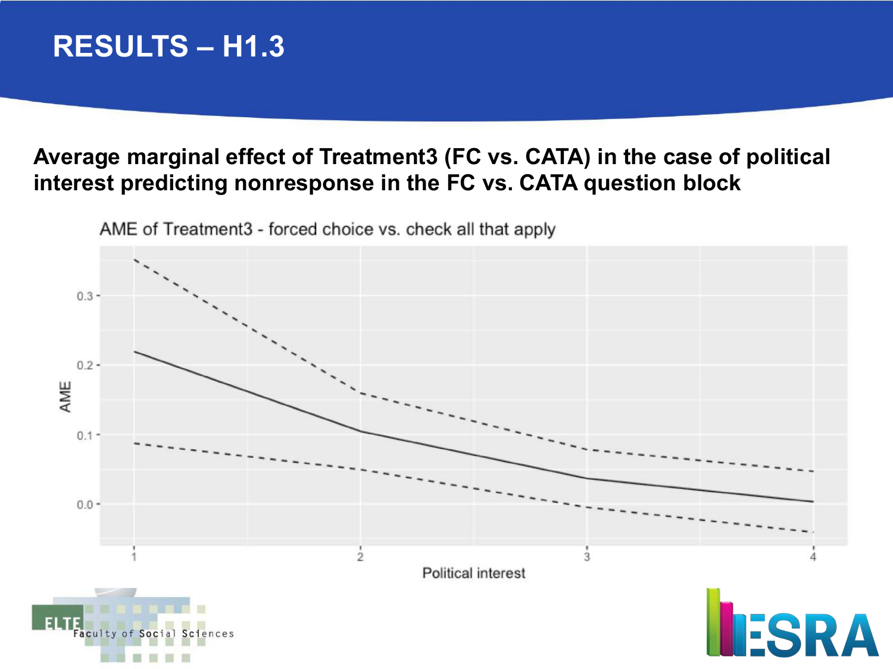# RESULTS – H1.3

**Average marginal effect of Treatment3 (FC vs. CATA) in the case of political interest predicting nonresponse in the FC vs. CATA question block**

AME of Treatment3 - forced choice vs. check all that apply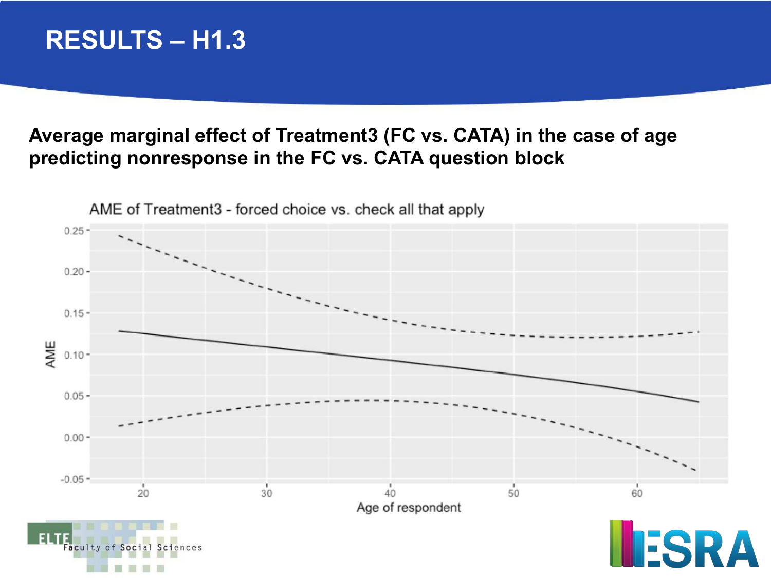# RESULTS – H1.3

**Average marginal effect of Treatment3 (FC vs. CATA) in the case of age predicting nonresponse in the FC vs. CATA question block**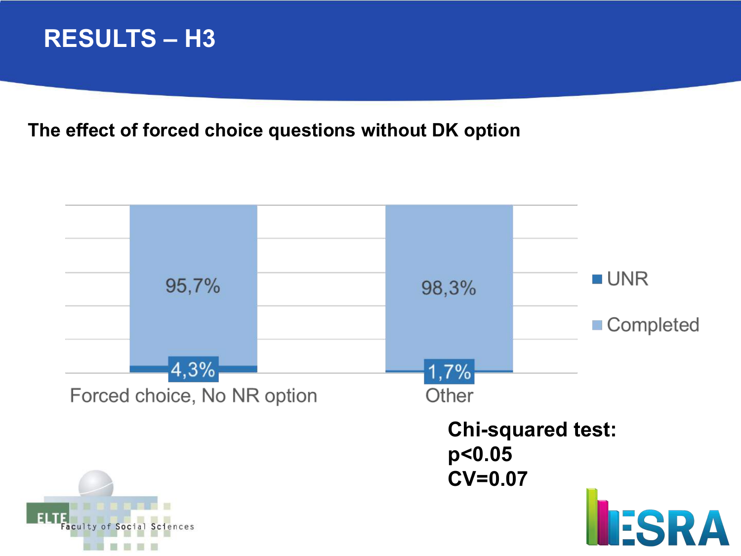# RESULTS – H3

**The effect of forced choice questions without DK option**

| | Forced choice, No NR option | Other |
| --- | --- | --- |
| UNR | 4,3% | 1,7% |
| Completed | 95,7% | 98,3% |

**Chi-squared test:**
**$p<0.05$**
**CV=0.07**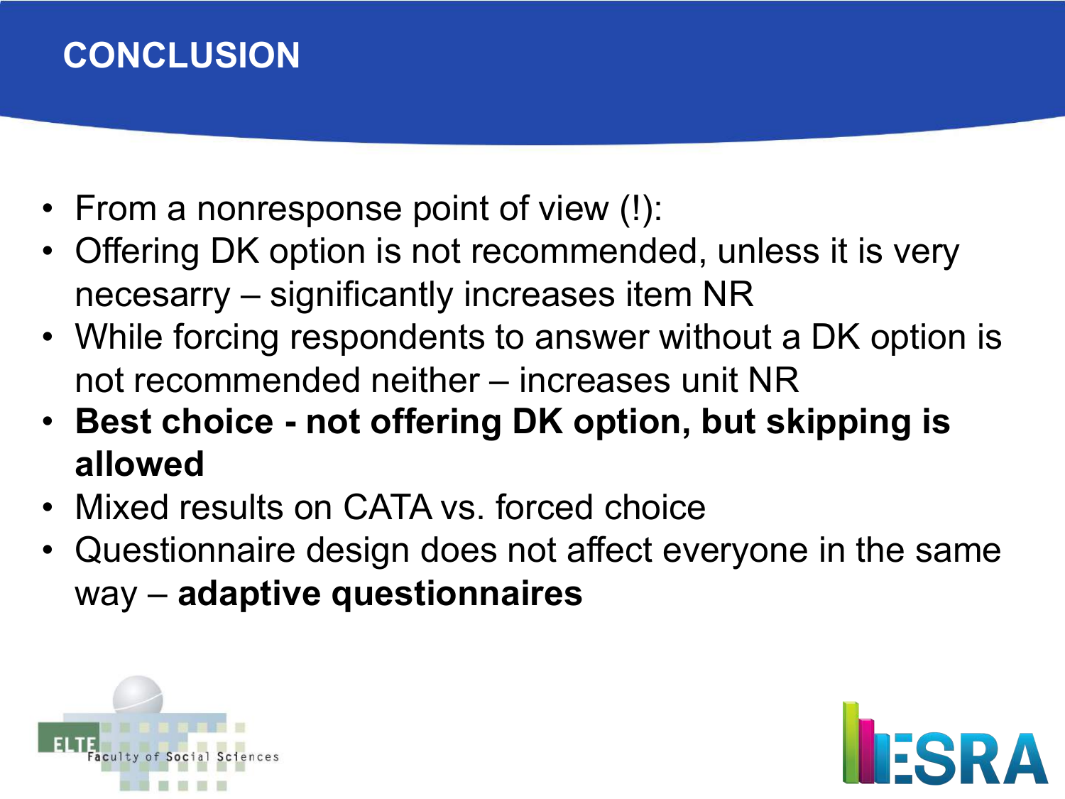# CONCLUSION

- From a nonresponse point of view (!):
- Offering DK option is not recommended, unless it is very necesarry – significantly increases item NR
- While forcing respondents to answer without a DK option is not recommended neither – increases unit NR
- **Best choice - not offering DK option, but skipping is allowed**
- Mixed results on CATA vs. forced choice
- Questionnaire design does not affect everyone in the same way – **adaptive questionnaires**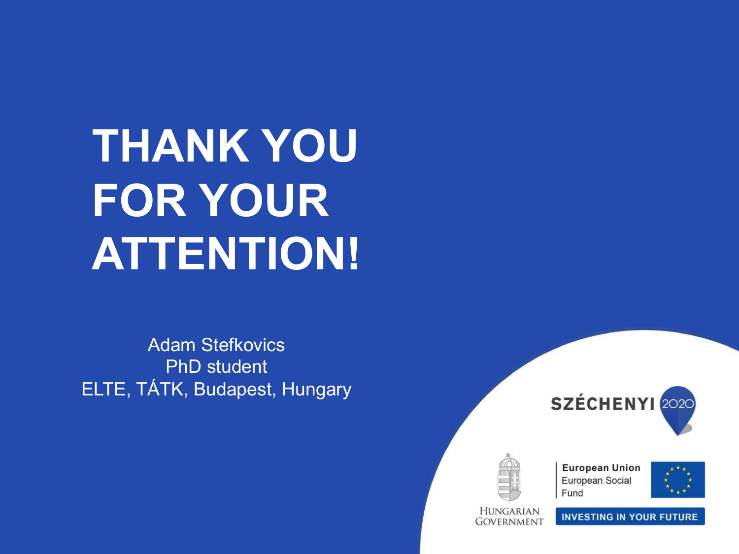# THANK YOU FOR YOUR ATTENTION!

Adam Stefkovics
PhD student
ELTE, TÁTK, Budapest, Hungary

SZÉCHENYI 2020

HUNGARIAN GOVERNMENT

European Union
European Social Fund

INVESTING IN YOUR FUTURE